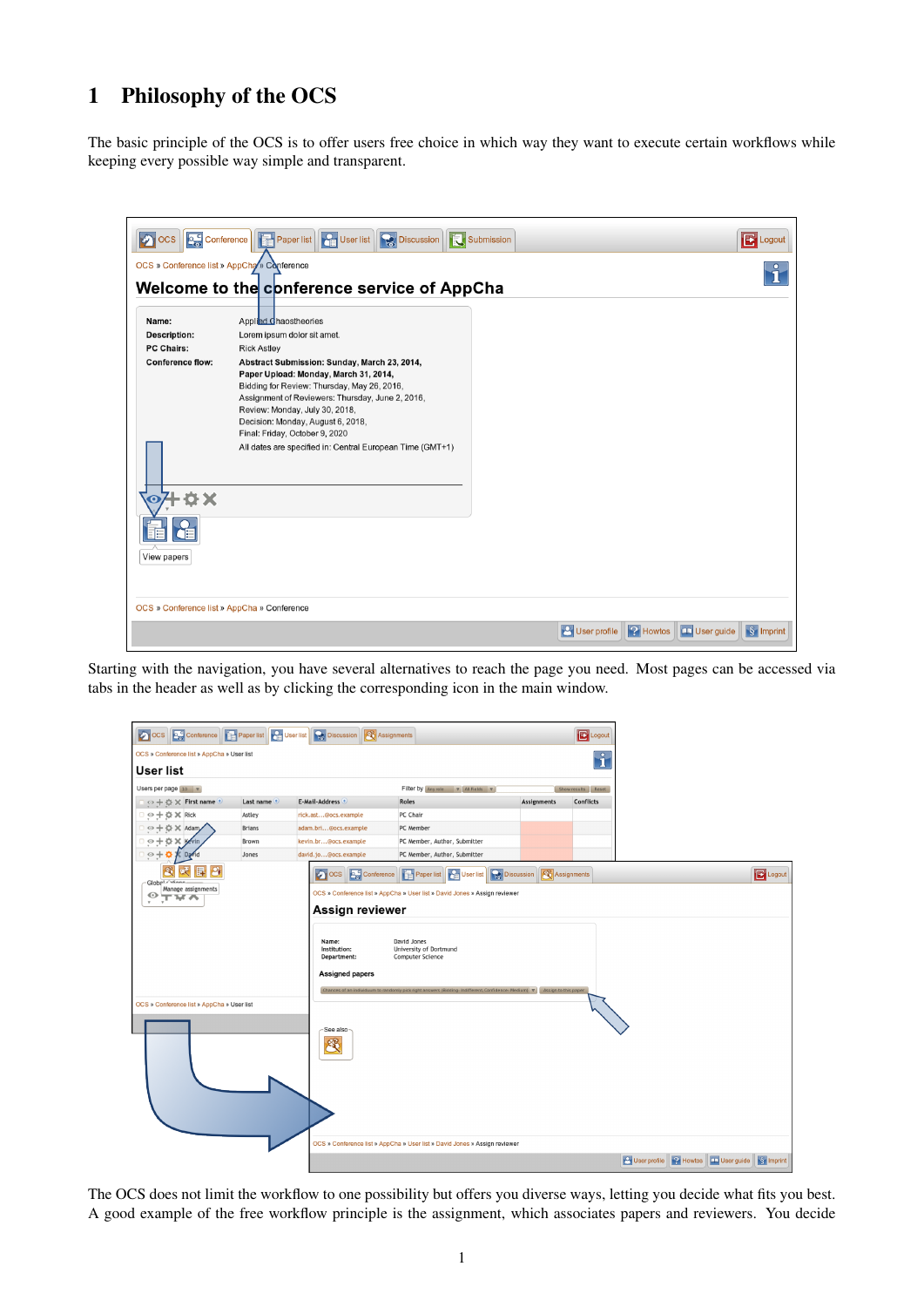# 1 Philosophy of the OCS

The basic principle of the OCS is to offer users free choice in which way they want to execute certain workflows while keeping every possible way simple and transparent.

Starting with the navigation, you have several alternatives to reach the page you need. Most pages can be accessed via tabs in the header as well as by clicking the corresponding icon in the main window.

The OCS does not limit the workflow to one possibility but offers you diverse ways, letting you decide what fits you best. A good example of the free workflow principle is the assignment, which associates papers and reviewers. You decide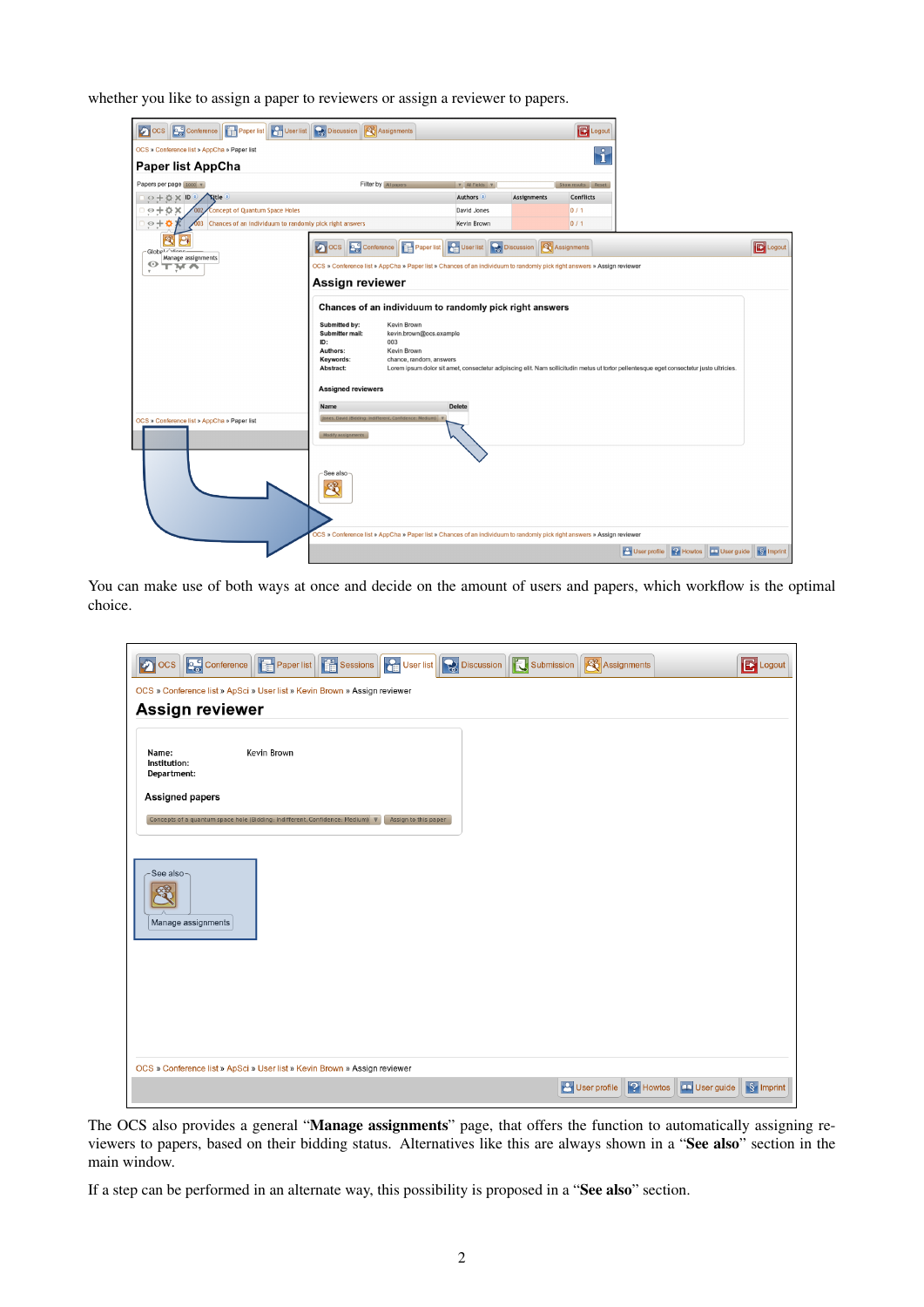whether you like to assign a paper to reviewers or assign a reviewer to papers.

You can make use of both ways at once and decide on the amount of users and papers, which workflow is the optimal choice.

The OCS also provides a general "**Manage assignments**" page, that offers the function to automatically assigning reviewers to papers, based on their bidding status. Alternatives like this are always shown in a "**See also**" section in the main window.

If a step can be performed in an alternate way, this possibility is proposed in a "**See also**" section.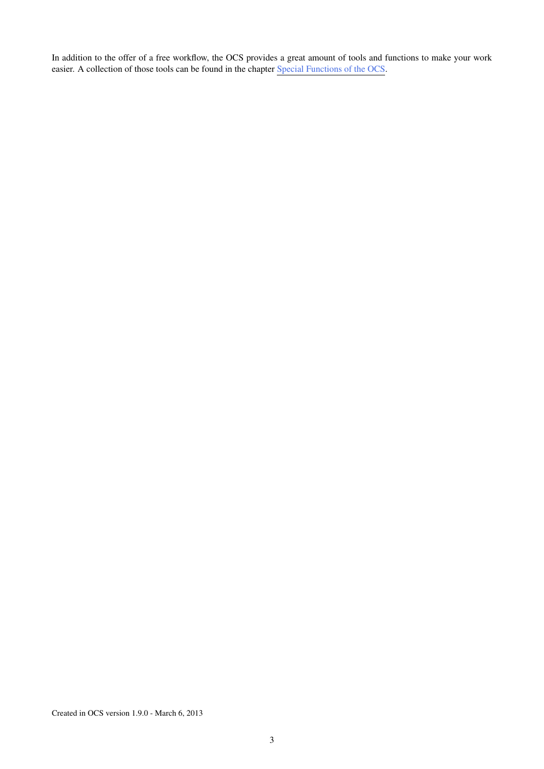In addition to the offer of a free workflow, the OCS provides a great amount of tools and functions to make your work easier. A collection of those tools can be found in the chapter Special Functions of the OCS.

Created in OCS version 1.9.0 - March 6, 2013